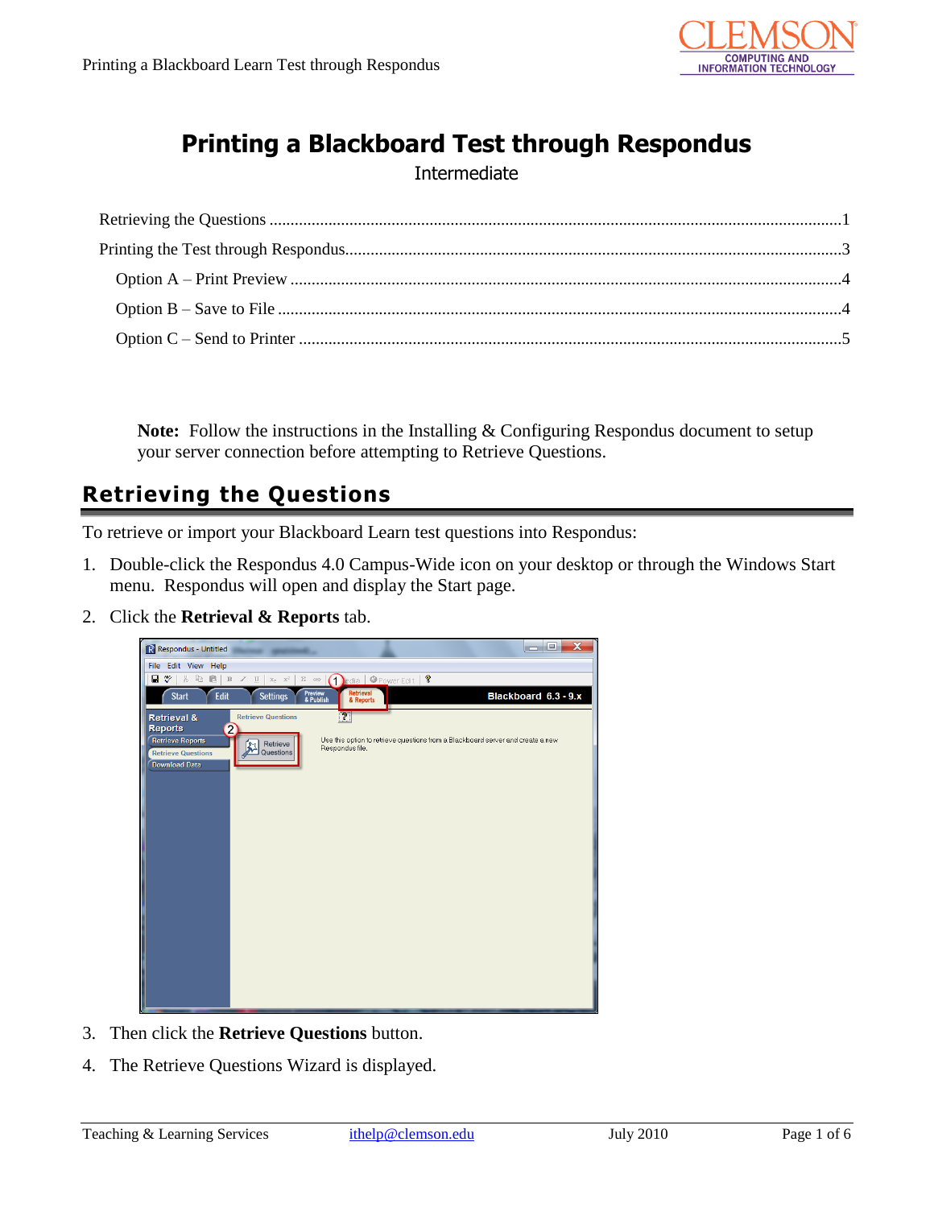# Printing a Blackboard Test through Respondus

Intermediate

Retrieving the Questions ....................................................................................................................1

Printing the Test through Respondus...................................................................................................3

Option A – Print Preview ...............................................................................................................4

Option B – Save to File ..................................................................................................................4

Option C – Send to Printer .............................................................................................................5

**Note:** Follow the instructions in the Installing & Configuring Respondus document to setup your server connection before attempting to Retrieve Questions.

## Retrieving the Questions

To retrieve or import your Blackboard Learn test questions into Respondus:

1. Double-click the Respondus 4.0 Campus-Wide icon on your desktop or through the Windows Start menu. Respondus will open and display the Start page.
2. Click the **Retrieval & Reports** tab.
3. Then click the **Retrieve Questions** button.
4. The Retrieve Questions Wizard is displayed.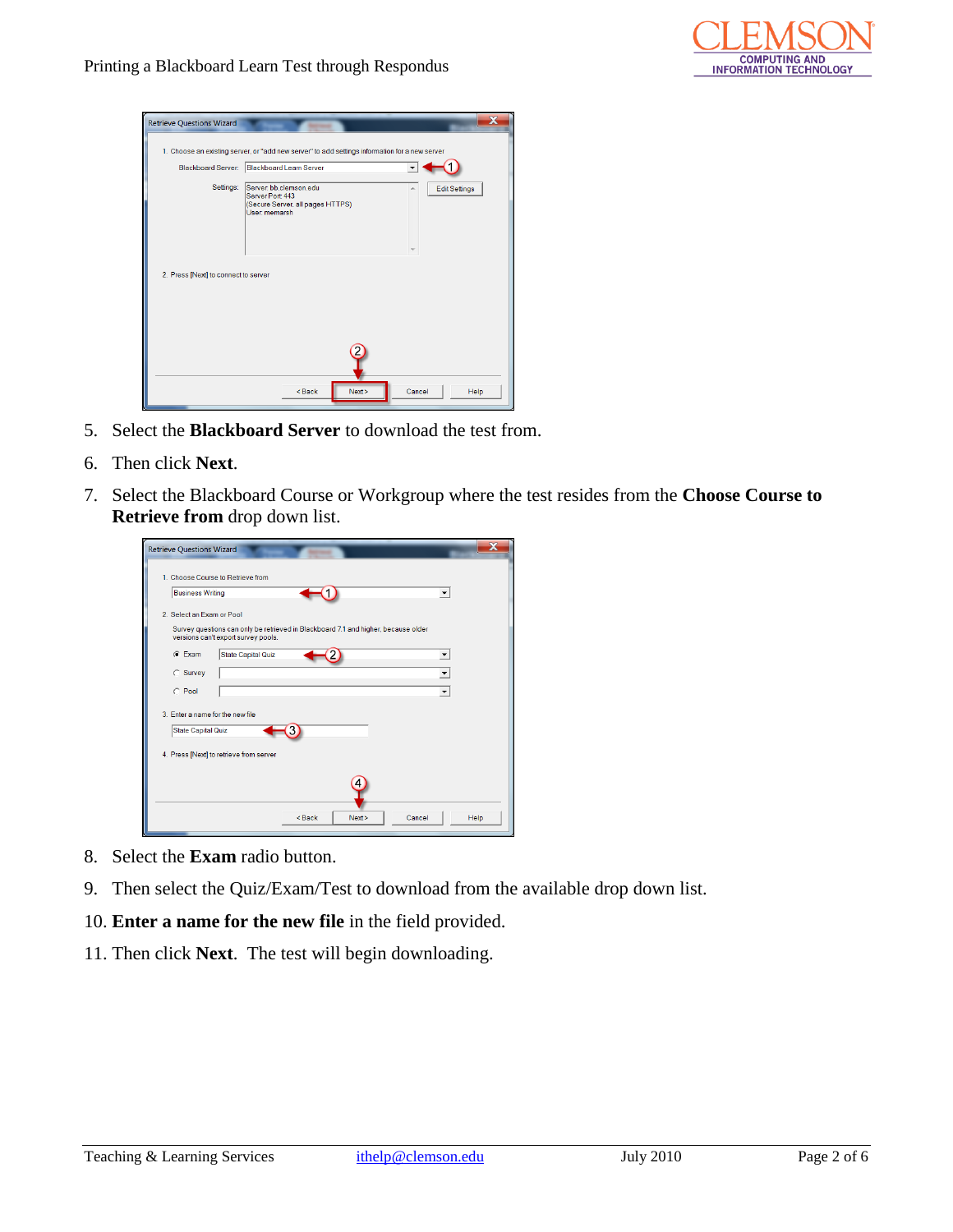5. Select the **Blackboard Server** to download the test from.
6. Then click **Next**.
7. Select the Blackboard Course or Workgroup where the test resides from the **Choose Course to Retrieve from** drop down list.

8. Select the **Exam** radio button.
9. Then select the Quiz/Exam/Test to download from the available drop down list.
10. **Enter a name for the new file** in the field provided.
11. Then click **Next**.  The test will begin downloading.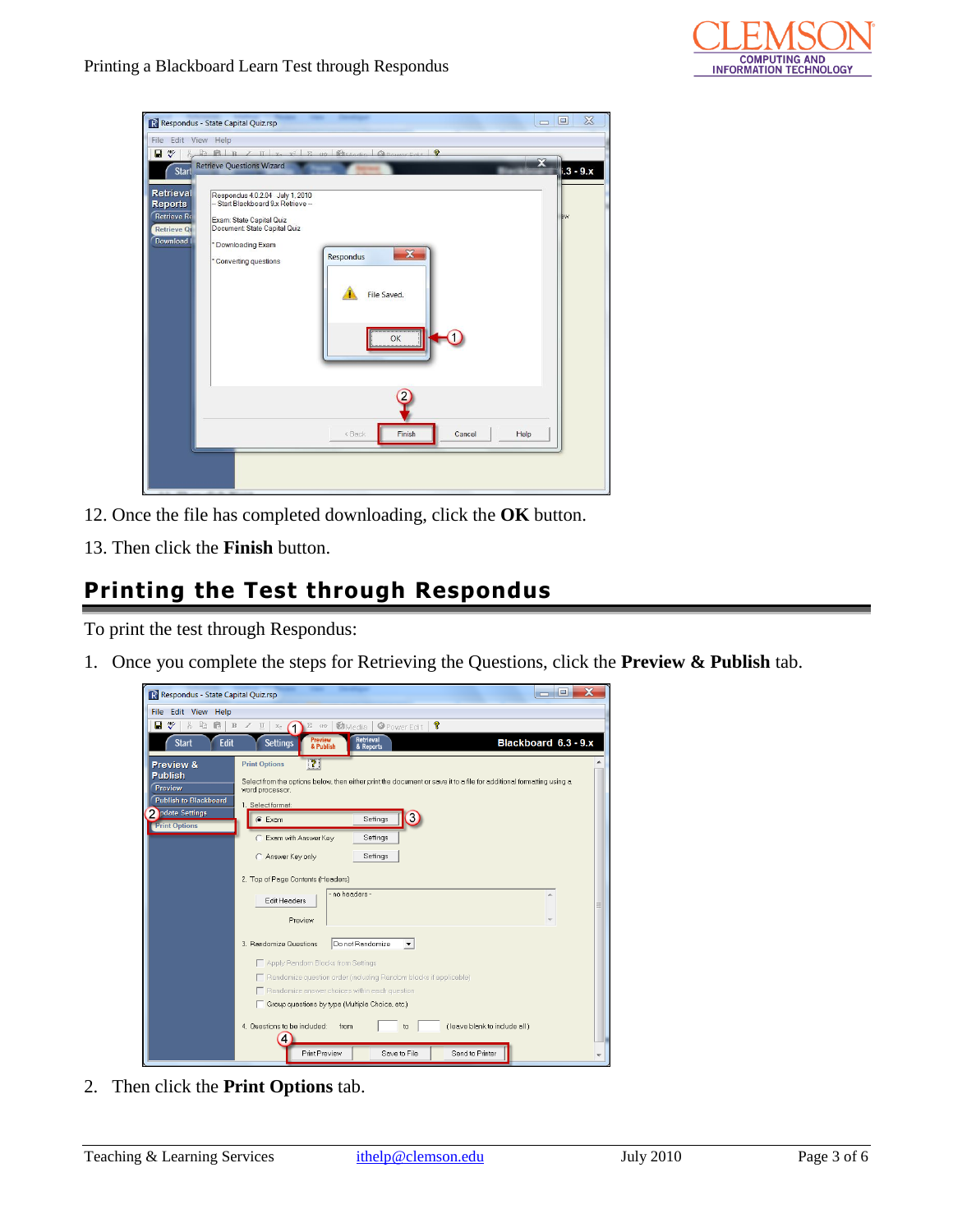12. Once the file has completed downloading, click the **OK** button.

13. Then click the **Finish** button.

## Printing the Test through Respondus

To print the test through Respondus:

1. Once you complete the steps for Retrieving the Questions, click the **Preview & Publish** tab.

2. Then click the **Print Options** tab.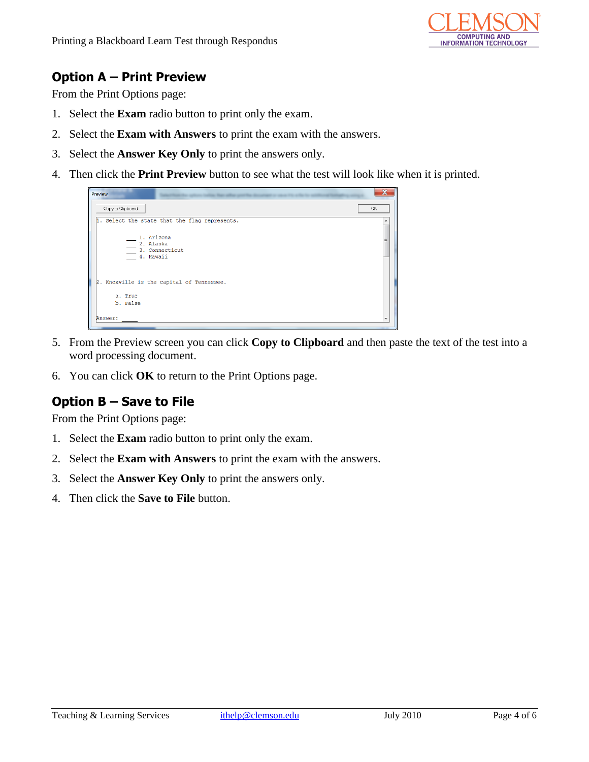## Option A – Print Preview

From the Print Options page:

1. Select the **Exam** radio button to print only the exam.
2. Select the **Exam with Answers** to print the exam with the answers.
3. Select the **Answer Key Only** to print the answers only.
4. Then click the **Print Preview** button to see what the test will look like when it is printed.
5. From the Preview screen you can click **Copy to Clipboard** and then paste the text of the test into a word processing document.
6. You can click **OK** to return to the Print Options page.

## Option B – Save to File

From the Print Options page:

1. Select the **Exam** radio button to print only the exam.
2. Select the **Exam with Answers** to print the exam with the answers.
3. Select the **Answer Key Only** to print the answers only.
4. Then click the **Save to File** button.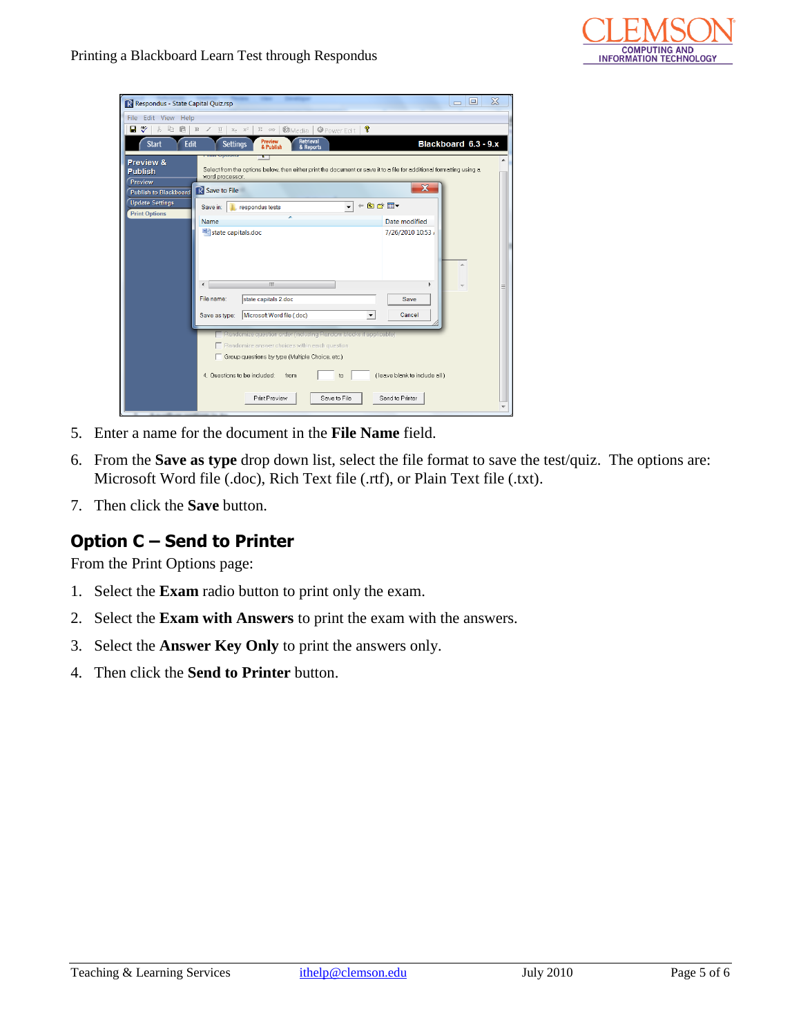5. Enter a name for the document in the **File Name** field.
6. From the **Save as type** drop down list, select the file format to save the test/quiz. The options are: Microsoft Word file (.doc), Rich Text file (.rtf), or Plain Text file (.txt).
7. Then click the **Save** button.

## Option C – Send to Printer

From the Print Options page:

1. Select the **Exam** radio button to print only the exam.
2. Select the **Exam with Answers** to print the exam with the answers.
3. Select the **Answer Key Only** to print the answers only.
4. Then click the **Send to Printer** button.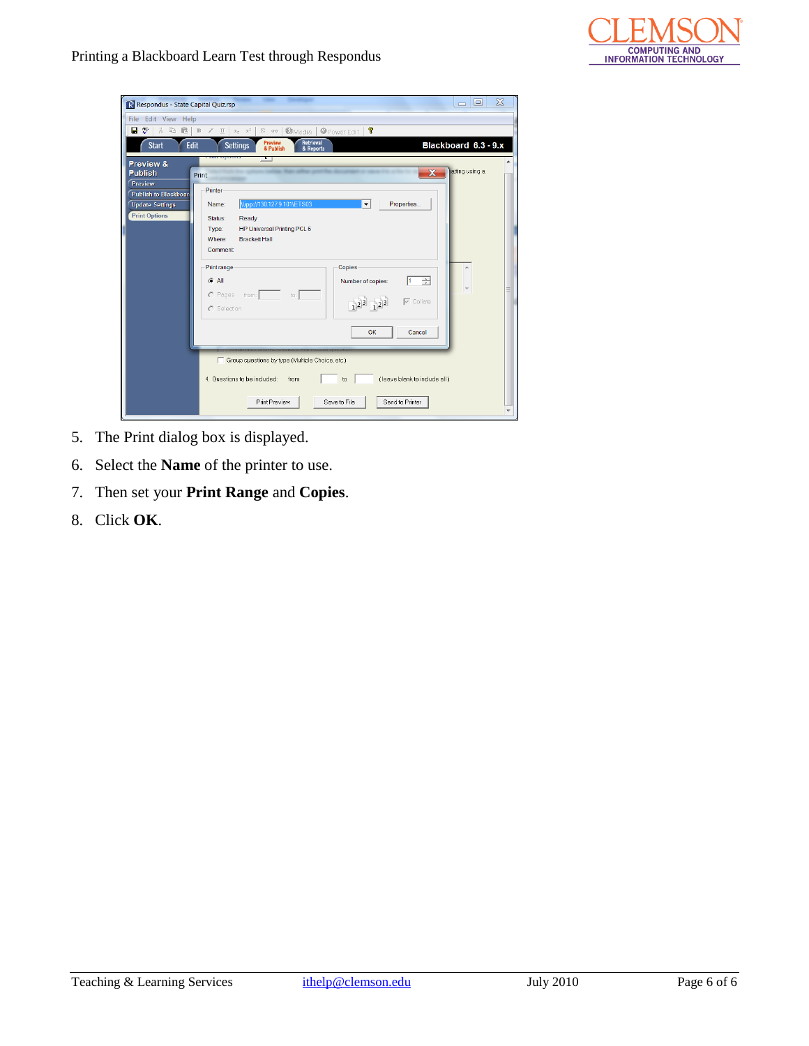5. The Print dialog box is displayed.
6. Select the **Name** of the printer to use.
7. Then set your **Print Range** and **Copies**.
8. Click **OK**.